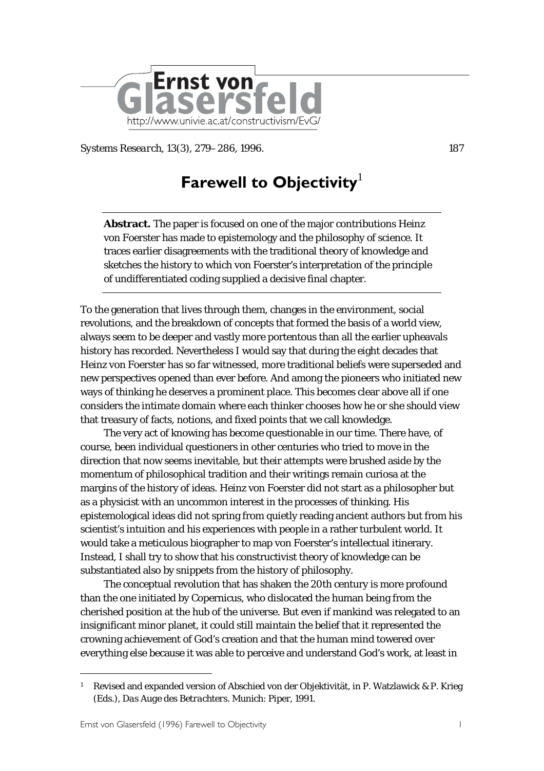Systems Research, 13(3), 279–286, 1996.

# Farewell to Objectivity[1]

**Abstract.** The paper is focused on one of the major contributions Heinz von Foerster has made to epistemology and the philosophy of science. It traces earlier disagreements with the traditional theory of knowledge and sketches the history to which von Foerster's interpretation of the principle of undifferentiated coding supplied a decisive final chapter.

To the generation that lives through them, changes in the environment, social revolutions, and the breakdown of concepts that formed the basis of a world view, always seem to be deeper and vastly more portentous than all the earlier upheavals history has recorded. Nevertheless I would say that during the eight decades that Heinz von Foerster has so far witnessed, more traditional beliefs were superseded and new perspectives opened than ever before. And among the pioneers who initiated new ways of thinking he deserves a prominent place. This becomes clear above all if one considers the intimate domain where each thinker chooses how he or she should view that treasury of facts, notions, and fixed points that we call knowledge.

The very act of knowing has become questionable in our time. There have, of course, been individual questioners in other centuries who tried to move in the direction that now seems inevitable, but their attempts were brushed aside by the momentum of philosophical tradition and their writings remain curiosa at the margins of the history of ideas. Heinz von Foerster did not start as a philosopher but as a physicist with an uncommon interest in the processes of thinking. His epistemological ideas did not spring from quietly reading ancient authors but from his scientist's intuition and his experiences with people in a rather turbulent world. It would take a meticulous biographer to map von Foerster's intellectual itinerary. Instead, I shall try to show that his constructivist theory of knowledge can be substantiated also by snippets from the history of philosophy.

The conceptual revolution that has shaken the 20th century is more profound than the one initiated by Copernicus, who dislocated the human being from the cherished position at the hub of the universe. But even if mankind was relegated to an insignificant minor planet, it could still maintain the belief that it represented the crowning achievement of God's creation and that the human mind towered over everything else because it was able to perceive and understand God's work, at least in

---

[1] Revised and expanded version of Abschied von der Objektivität, in P. Watzlawick & P. Krieg (Eds.), *Das Auge des Betrachters*. Munich: Piper, 1991.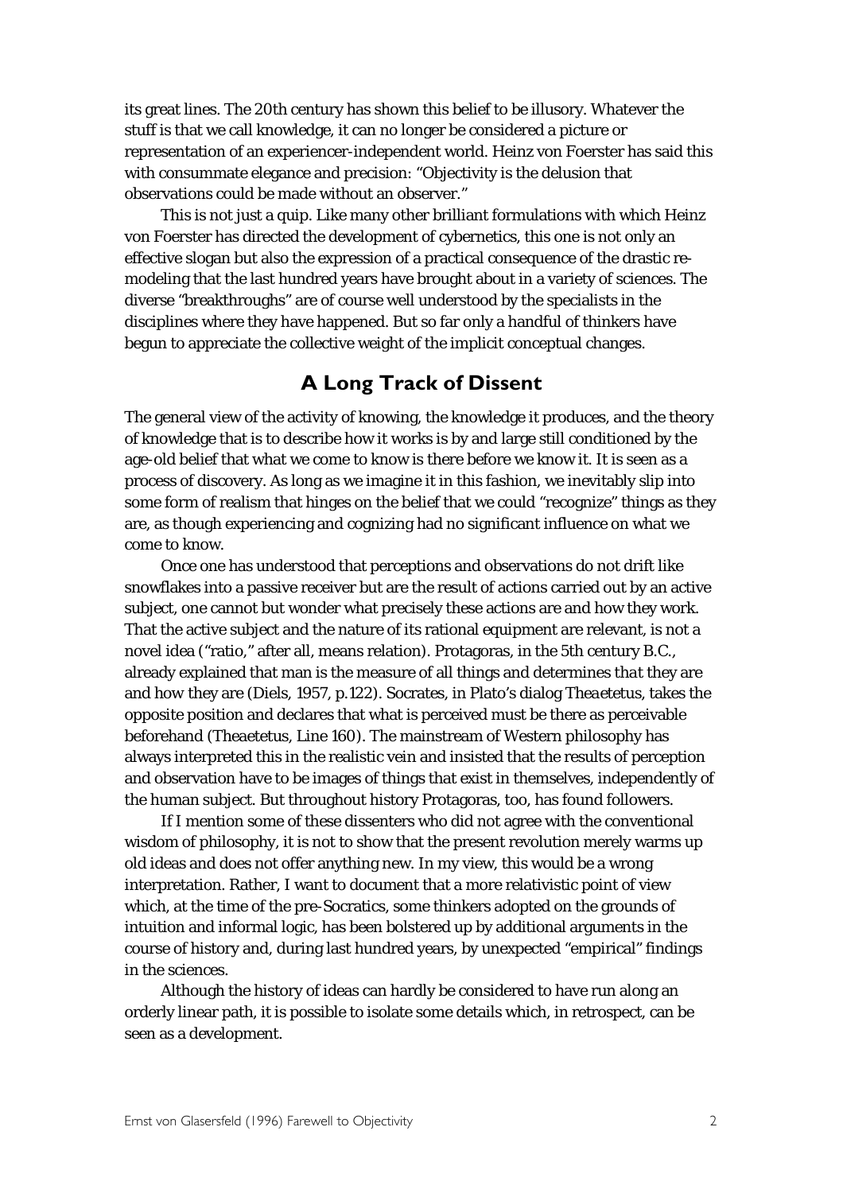its great lines. The 20th century has shown this belief to be illusory. Whatever the stuff is that we call knowledge, it can no longer be considered a picture or representation of an experiencer-independent world. Heinz von Foerster has said this with consummate elegance and precision: "Objectivity is the delusion that observations could be made without an observer."

This is not just a quip. Like many other brilliant formulations with which Heinz von Foerster has directed the development of cybernetics, this one is not only an effective slogan but also the expression of a practical consequence of the drastic re-modeling that the last hundred years have brought about in a variety of sciences. The diverse "breakthroughs" are of course well understood by the specialists in the disciplines where they have happened. But so far only a handful of thinkers have begun to appreciate the collective weight of the implicit conceptual changes.

## A Long Track of Dissent

The general view of the activity of knowing, the knowledge it produces, and the theory of knowledge that is to describe how it works is by and large still conditioned by the age-old belief that what we come to know is there before we know it. It is seen as a process of discovery. As long as we imagine it in this fashion, we inevitably slip into some form of realism that hinges on the belief that we could "recognize" things as they are, as though experiencing and cognizing had no significant influence on what we come to know.

Once one has understood that perceptions and observations do not drift like snowflakes into a passive receiver but are the result of actions carried out by an active subject, one cannot but wonder what precisely these actions are and how they work. That the active subject and the nature of its rational equipment are relevant, is not a novel idea ("ratio," after all, means relation). Protagoras, in the 5th century B.C., already explained that man is the measure of all things and determines that they are and how they are (Diels, 1957, p.122). Socrates, in Plato's dialog *Theaetetus*, takes the opposite position and declares that what is perceived must be there as perceivable beforehand (Theaetetus, Line 160). The mainstream of Western philosophy has always interpreted this in the realistic vein and insisted that the results of perception and observation have to be images of things that exist in themselves, independently of the human subject. But throughout history Protagoras, too, has found followers.

If I mention some of these dissenters who did not agree with the conventional wisdom of philosophy, it is not to show that the present revolution merely warms up old ideas and does not offer anything new. In my view, this would be a wrong interpretation. Rather, I want to document that a more relativistic point of view which, at the time of the pre-Socratics, some thinkers adopted on the grounds of intuition and informal logic, has been bolstered up by additional arguments in the course of history and, during last hundred years, by unexpected "empirical" findings in the sciences.

Although the history of ideas can hardly be considered to have run along an orderly linear path, it is possible to isolate some details which, in retrospect, can be seen as a development.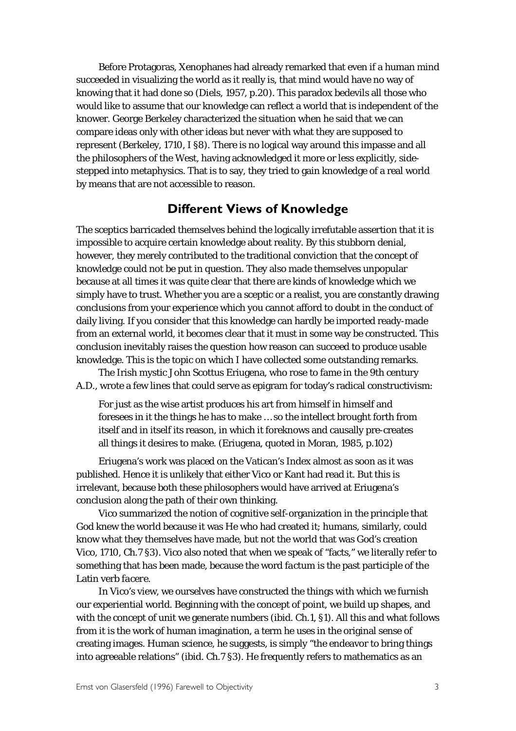Before Protagoras, Xenophanes had already remarked that even if a human mind succeeded in visualizing the world as it really is, that mind would have no way of knowing that it had done so (Diels, 1957, p.20). This paradox bedevils all those who would like to assume that our knowledge can reflect a world that is independent of the knower. George Berkeley characterized the situation when he said that we can compare ideas only with other ideas but never with what they are supposed to represent (Berkeley, 1710, I §8). There is no logical way around this impasse and all the philosophers of the West, having acknowledged it more or less explicitly, side-stepped into metaphysics. That is to say, they tried to gain knowledge of a real world by means that are not accessible to reason.

## Different Views of Knowledge

The sceptics barricaded themselves behind the logically irrefutable assertion that it is impossible to acquire certain knowledge about reality. By this stubborn denial, however, they merely contributed to the traditional conviction that the concept of knowledge could not be put in question. They also made themselves unpopular because at all times it was quite clear that there are kinds of knowledge which we simply have to trust. Whether you are a sceptic or a realist, you are constantly drawing conclusions from your experience which you cannot afford to doubt in the conduct of daily living. If you consider that this knowledge can hardly be imported ready-made from an external world, it becomes clear that it must in some way be constructed. This conclusion inevitably raises the question how reason can succeed to produce usable knowledge. This is the topic on which I have collected some outstanding remarks.

The Irish mystic John Scottus Eriugena, who rose to fame in the 9th century A.D., wrote a few lines that could serve as epigram for today's radical constructivism:

> For just as the wise artist produces his art from himself in himself and foresees in it the things he has to make … so the intellect brought forth from itself and in itself its reason, in which it foreknows and causally pre-creates all things it desires to make. (Eriugena, quoted in Moran, 1985, p.102)

Eriugena's work was placed on the Vatican's Index almost as soon as it was published. Hence it is unlikely that either Vico or Kant had read it. But this is irrelevant, because both these philosophers would have arrived at Eriugena's conclusion along the path of their own thinking.

Vico summarized the notion of cognitive self-organization in the principle that God knew the world because it was He who had created it; humans, similarly, could know what they themselves have made, but not the world that was God's creation Vico, 1710, Ch.7 §3). Vico also noted that when we speak of "facts," we literally refer to something that has been made, because the word *factum* is the past participle of the Latin verb *facere*.

In Vico's view, we ourselves have constructed the things with which we furnish our experiential world. Beginning with the concept of point, we build up shapes, and with the concept of unit we generate numbers (ibid. Ch.1, §1). All this and what follows from it is the work of human imagination, a term he uses in the original sense of creating images. Human science, he suggests, is simply "the endeavor to bring things into agreeable relations" (ibid. Ch.7 §3). He frequently refers to mathematics as an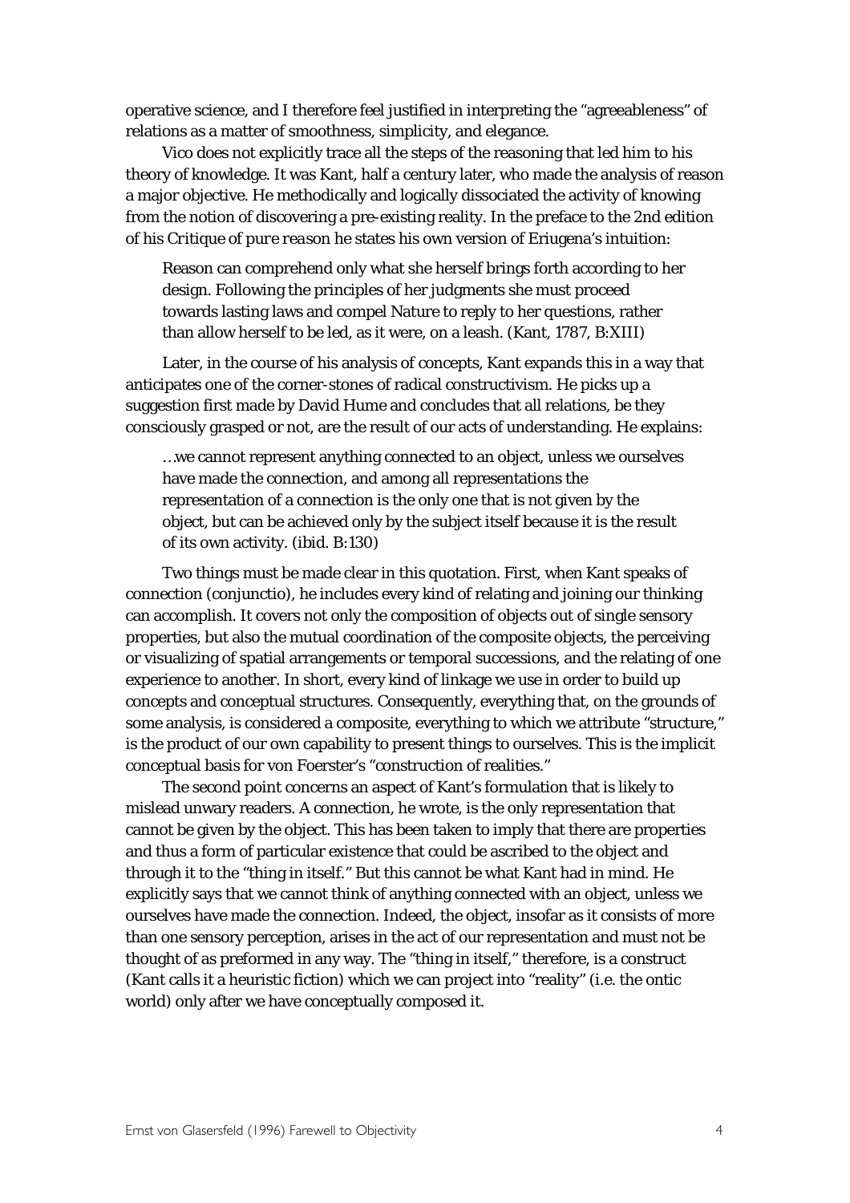operative science, and I therefore feel justified in interpreting the "agreeableness" of relations as a matter of smoothness, simplicity, and elegance.

Vico does not explicitly trace all the steps of the reasoning that led him to his theory of knowledge. It was Kant, half a century later, who made the analysis of reason a major objective. He methodically and logically dissociated the activity of knowing from the notion of discovering a pre-existing reality. In the preface to the 2nd edition of his *Critique of pure reason* he states his own version of Eriugena's intuition:

> Reason can comprehend only what she herself brings forth according to her design. Following the principles of her judgments she must proceed towards lasting laws and compel Nature to reply to her questions, rather than allow herself to be led, as it were, on a leash. (Kant, 1787, B:XIII)

Later, in the course of his analysis of concepts, Kant expands this in a way that anticipates one of the corner-stones of radical constructivism. He picks up a suggestion first made by David Hume and concludes that all relations, be they consciously grasped or not, are the result of our acts of understanding. He explains:

> …we cannot represent anything connected to an object, unless we ourselves have made the connection, and among all representations the representation of a connection is the only one that is not given by the object, but can be achieved only by the subject itself because it is the result of its own activity. (ibid. B:130)

Two things must be made clear in this quotation. First, when Kant speaks of connection (conjunctio), he includes every kind of relating and joining our thinking can accomplish. It covers not only the composition of objects out of single sensory properties, but also the mutual coordination of the composite objects, the perceiving or visualizing of spatial arrangements or temporal successions, and the relating of one experience to another. In short, every kind of linkage we use in order to build up concepts and conceptual structures. Consequently, everything that, on the grounds of some analysis, is considered a composite, everything to which we attribute "structure," is the product of our own capability to present things to ourselves. This is the implicit conceptual basis for von Foerster's "construction of realities."

The second point concerns an aspect of Kant's formulation that is likely to mislead unwary readers. A connection, he wrote, is the only representation that cannot be given by the object. This has been taken to imply that there are properties and thus a form of particular existence that could be ascribed to the object and through it to the "thing in itself." But this cannot be what Kant had in mind. He explicitly says that we cannot think of anything connected with an object, unless we ourselves have made the connection. Indeed, the object, insofar as it consists of more than one sensory perception, arises in the act of our representation and must not be thought of as preformed in any way. The "thing in itself," therefore, is a construct (Kant calls it a heuristic fiction) which we can project into "reality" (i.e. the ontic world) only after we have conceptually composed it.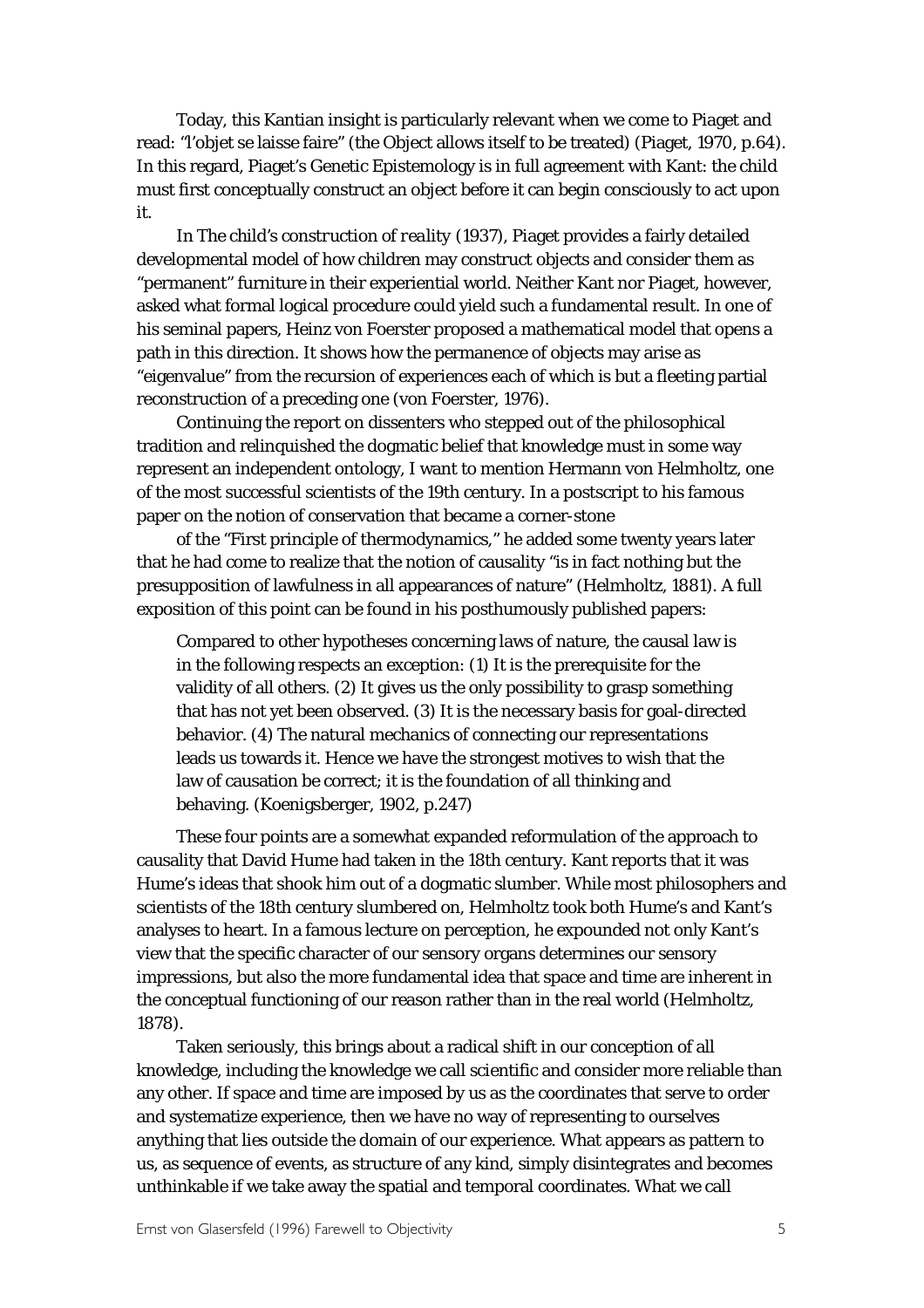Today, this Kantian insight is particularly relevant when we come to Piaget and read: "l'objet se laisse faire" (the Object allows itself to be treated) (Piaget, 1970, p.64). In this regard, Piaget's Genetic Epistemology is in full agreement with Kant: the child must first conceptually construct an object before it can begin consciously to act upon it.

In *The child's construction of reality* (1937), Piaget provides a fairly detailed developmental model of how children may construct objects and consider them as "permanent" furniture in their experiential world. Neither Kant nor Piaget, however, asked what formal logical procedure could yield such a fundamental result. In one of his seminal papers, Heinz von Foerster proposed a mathematical model that opens a path in this direction. It shows how the permanence of objects may arise as "eigenvalue" from the recursion of experiences each of which is but a fleeting partial reconstruction of a preceding one (von Foerster, 1976).

Continuing the report on dissenters who stepped out of the philosophical tradition and relinquished the dogmatic belief that knowledge must in some way represent an independent ontology, I want to mention Hermann von Helmholtz, one of the most successful scientists of the 19th century. In a postscript to his famous paper on the notion of conservation that became a corner-stone of the "First principle of thermodynamics," he added some twenty years later that he had come to realize that the notion of causality "is in fact nothing but the presupposition of lawfulness in all appearances of nature" (Helmholtz, 1881). A full exposition of this point can be found in his posthumously published papers:

> Compared to other hypotheses concerning laws of nature, the causal law is in the following respects an exception: (1) It is the prerequisite for the validity of all others. (2) It gives us the only possibility to grasp something that has not yet been observed. (3) It is the necessary basis for goal-directed behavior. (4) The natural mechanics of connecting our representations leads us towards it. Hence we have the strongest motives to wish that the law of causation be correct; it is the foundation of all thinking and behaving. (Koenigsberger, 1902, p.247)

These four points are a somewhat expanded reformulation of the approach to causality that David Hume had taken in the 18th century. Kant reports that it was Hume's ideas that shook him out of a dogmatic slumber. While most philosophers and scientists of the 18th century slumbered on, Helmholtz took both Hume's and Kant's analyses to heart. In a famous lecture on perception, he expounded not only Kant's view that the specific character of our sensory organs determines our sensory impressions, but also the more fundamental idea that space and time are inherent in the conceptual functioning of our reason rather than in the real world (Helmholtz, 1878).

Taken seriously, this brings about a radical shift in our conception of all knowledge, including the knowledge we call scientific and consider more reliable than any other. If space and time are imposed by us as the coordinates that serve to order and systematize experience, then we have no way of representing to ourselves anything that lies outside the domain of our experience. What appears as pattern to us, as sequence of events, as structure of any kind, simply disintegrates and becomes unthinkable if we take away the spatial and temporal coordinates. What we call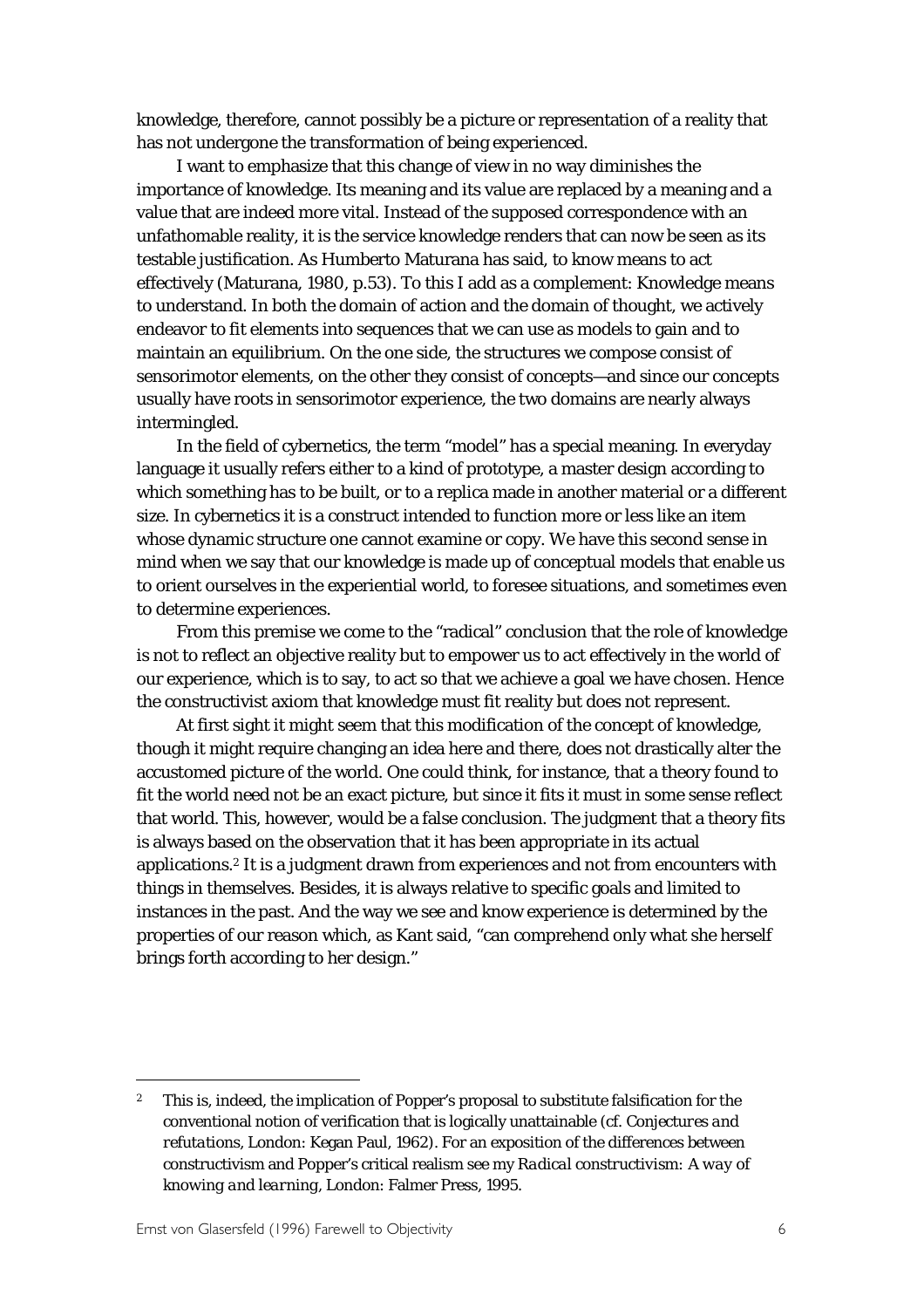knowledge, therefore, cannot possibly be a picture or representation of a reality that has not undergone the transformation of being experienced.

I want to emphasize that this change of view in no way diminishes the importance of knowledge. Its meaning and its value are replaced by a meaning and a value that are indeed more vital. Instead of the supposed correspondence with an unfathomable reality, it is the service knowledge renders that can now be seen as its testable justification. As Humberto Maturana has said, to know means to act effectively (Maturana, 1980, p.53). To this I add as a complement: Knowledge means to understand. In both the domain of action and the domain of thought, we actively endeavor to fit elements into sequences that we can use as models to gain and to maintain an equilibrium. On the one side, the structures we compose consist of sensorimotor elements, on the other they consist of concepts—and since our concepts usually have roots in sensorimotor experience, the two domains are nearly always intermingled.

In the field of cybernetics, the term "model" has a special meaning. In everyday language it usually refers either to a kind of prototype, a master design according to which something has to be built, or to a replica made in another material or a different size. In cybernetics it is a construct intended to function more or less like an item whose dynamic structure one cannot examine or copy. We have this second sense in mind when we say that our knowledge is made up of conceptual models that enable us to orient ourselves in the experiential world, to foresee situations, and sometimes even to determine experiences.

From this premise we come to the "radical" conclusion that the role of knowledge is not to reflect an objective reality but to empower us to act effectively in the world of our experience, which is to say, to act so that we achieve a goal we have chosen. Hence the constructivist axiom that knowledge must fit reality but does not represent.

At first sight it might seem that this modification of the concept of knowledge, though it might require changing an idea here and there, does not drastically alter the accustomed picture of the world. One could think, for instance, that a theory found to fit the world need not be an exact picture, but since it fits it must in some sense reflect that world. This, however, would be a false conclusion. The judgment that a theory fits is always based on the observation that it has been appropriate in its actual applications.[2] It is a judgment drawn from experiences and not from encounters with things in themselves. Besides, it is always relative to specific goals and limited to instances in the past. And the way we see and know experience is determined by the properties of our reason which, as Kant said, "can comprehend only what she herself brings forth according to her design."

---

[2] This is, indeed, the implication of Popper's proposal to substitute falsification for the conventional notion of verification that is logically unattainable (cf. *Conjectures and refutations*, London: Kegan Paul, 1962). For an exposition of the differences between constructivism and Popper's critical realism see my *Radical constructivism: A way of knowing and learning*, London: Falmer Press, 1995.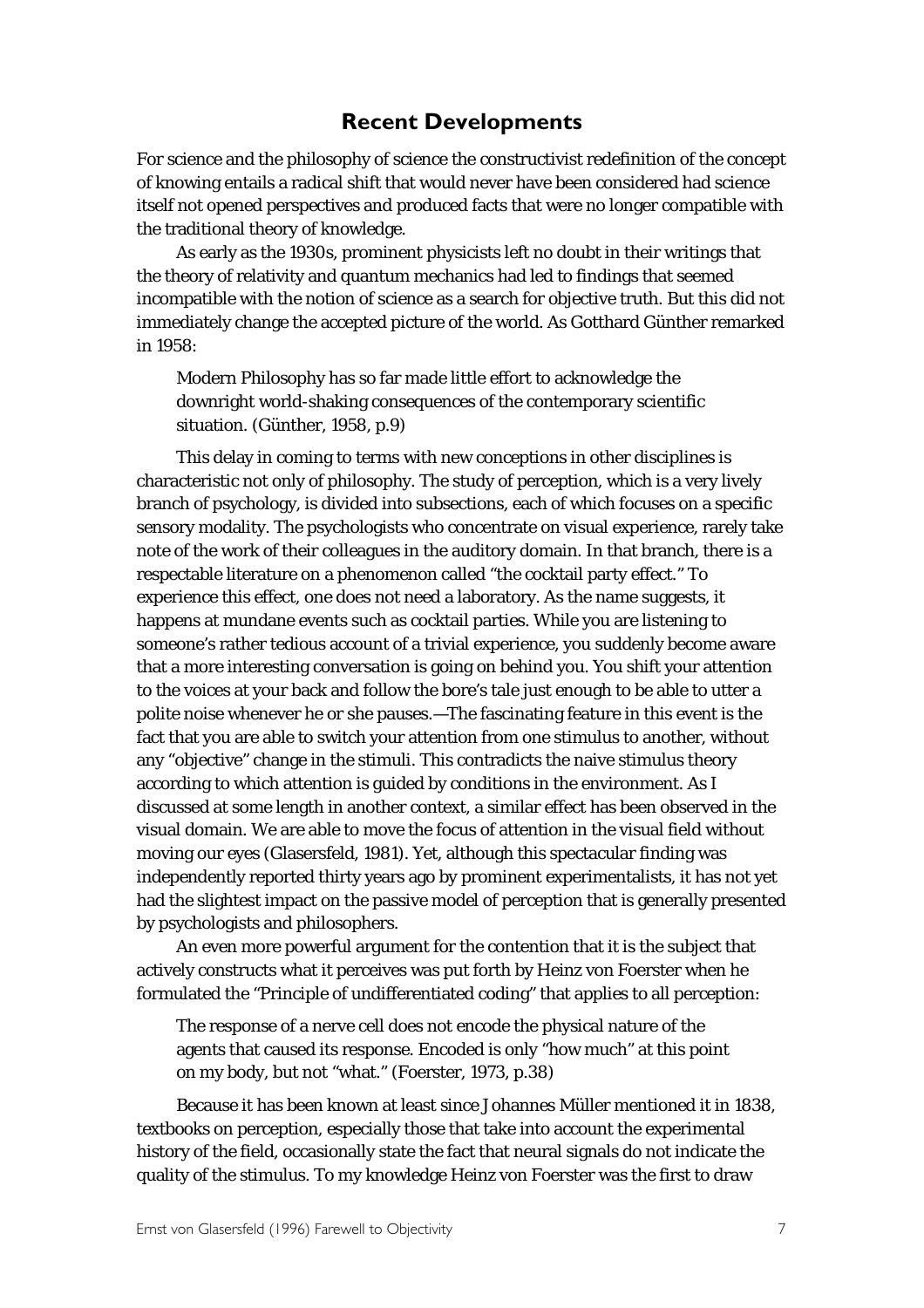## Recent Developments

For science and the philosophy of science the constructivist redefinition of the concept of knowing entails a radical shift that would never have been considered had science itself not opened perspectives and produced facts that were no longer compatible with the traditional theory of knowledge.

As early as the 1930s, prominent physicists left no doubt in their writings that the theory of relativity and quantum mechanics had led to findings that seemed incompatible with the notion of science as a search for objective truth. But this did not immediately change the accepted picture of the world. As Gotthard Günther remarked in 1958:

> Modern Philosophy has so far made little effort to acknowledge the downright world-shaking consequences of the contemporary scientific situation. (Günther, 1958, p.9)

This delay in coming to terms with new conceptions in other disciplines is characteristic not only of philosophy. The study of perception, which is a very lively branch of psychology, is divided into subsections, each of which focuses on a specific sensory modality. The psychologists who concentrate on visual experience, rarely take note of the work of their colleagues in the auditory domain. In that branch, there is a respectable literature on a phenomenon called "the cocktail party effect." To experience this effect, one does not need a laboratory. As the name suggests, it happens at mundane events such as cocktail parties. While you are listening to someone's rather tedious account of a trivial experience, you suddenly become aware that a more interesting conversation is going on behind you. You shift your attention to the voices at your back and follow the bore's tale just enough to be able to utter a polite noise whenever he or she pauses.—The fascinating feature in this event is the fact that you are able to switch your attention from one stimulus to another, without any "objective" change in the stimuli. This contradicts the naive stimulus theory according to which attention is guided by conditions in the environment. As I discussed at some length in another context, a similar effect has been observed in the visual domain. We are able to move the focus of attention in the visual field without moving our eyes (Glasersfeld, 1981). Yet, although this spectacular finding was independently reported thirty years ago by prominent experimentalists, it has not yet had the slightest impact on the passive model of perception that is generally presented by psychologists and philosophers.

An even more powerful argument for the contention that it is the subject that actively constructs what it perceives was put forth by Heinz von Foerster when he formulated the "Principle of undifferentiated coding" that applies to all perception:

> The response of a nerve cell does not encode the physical nature of the agents that caused its response. Encoded is only "how much" at this point on my body, but not "what." (Foerster, 1973, p.38)

Because it has been known at least since Johannes Müller mentioned it in 1838, textbooks on perception, especially those that take into account the experimental history of the field, occasionally state the fact that neural signals do not indicate the quality of the stimulus. To my knowledge Heinz von Foerster was the first to draw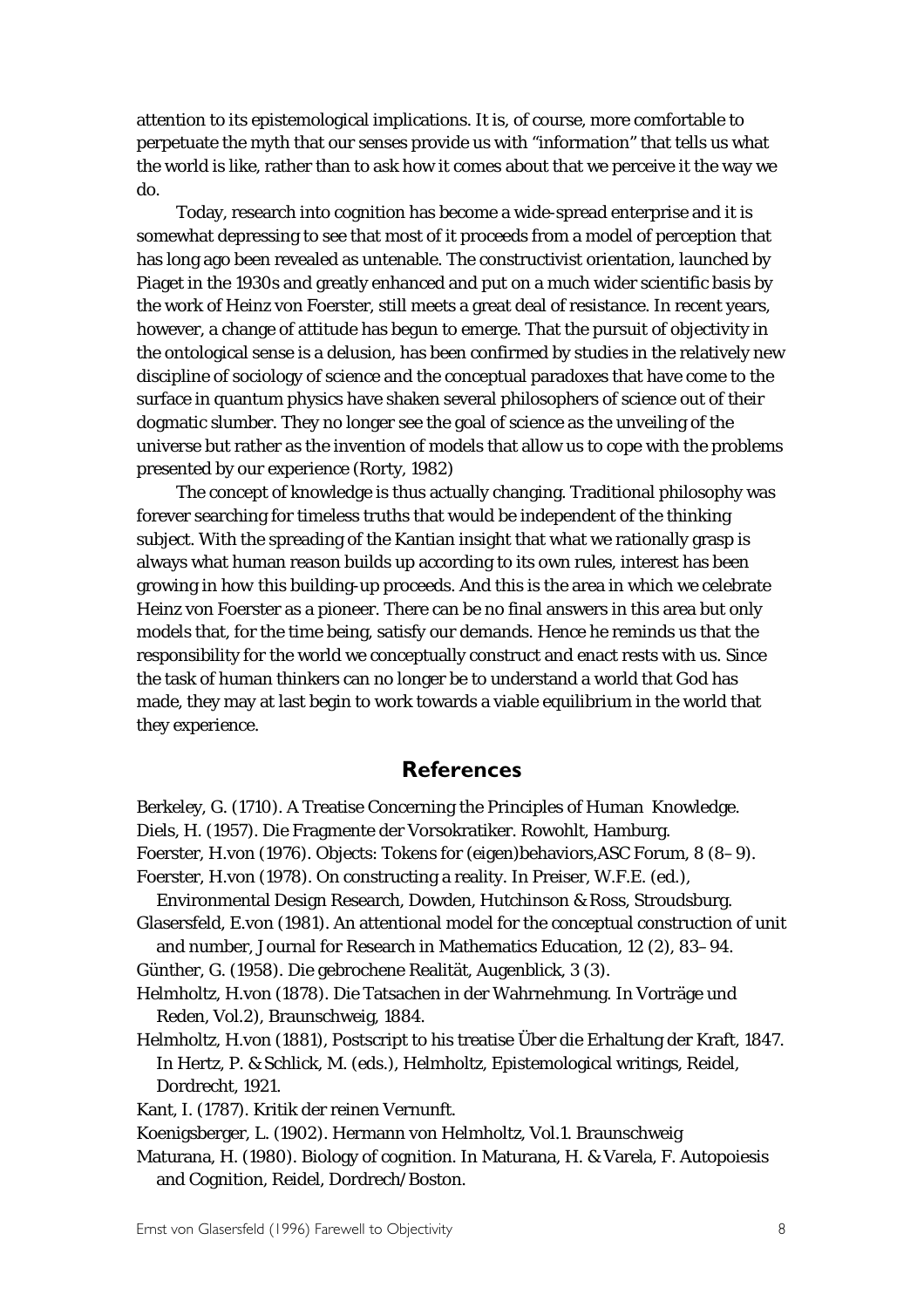attention to its epistemological implications. It is, of course, more comfortable to perpetuate the myth that our senses provide us with "information" that tells us what the world is like, rather than to ask how it comes about that we perceive it the way we do.

Today, research into cognition has become a wide-spread enterprise and it is somewhat depressing to see that most of it proceeds from a model of perception that has long ago been revealed as untenable. The constructivist orientation, launched by Piaget in the 1930s and greatly enhanced and put on a much wider scientific basis by the work of Heinz von Foerster, still meets a great deal of resistance. In recent years, however, a change of attitude has begun to emerge. That the pursuit of objectivity in the ontological sense is a delusion, has been confirmed by studies in the relatively new discipline of sociology of science and the conceptual paradoxes that have come to the surface in quantum physics have shaken several philosophers of science out of their dogmatic slumber. They no longer see the goal of science as the unveiling of the universe but rather as the invention of models that allow us to cope with the problems presented by our experience (Rorty, 1982)

The concept of knowledge is thus actually changing. Traditional philosophy was forever searching for timeless truths that would be independent of the thinking subject. With the spreading of the Kantian insight that what we rationally grasp is always what human reason builds up according to its own rules, interest has been growing in how this building-up proceeds. And this is the area in which we celebrate Heinz von Foerster as a pioneer. There can be no final answers in this area but only models that, for the time being, satisfy our demands. Hence he reminds us that the responsibility for the world we conceptually construct and enact rests with us. Since the task of human thinkers can no longer be to understand a world that God has made, they may at last begin to work towards a viable equilibrium in the world that they experience.

## References

Berkeley, G. (1710). A Treatise Concerning the Principles of Human Knowledge.

Diels, H. (1957). Die Fragmente der Vorsokratiker. Rowohlt, Hamburg.

Foerster, H.von (1976). Objects: Tokens for (eigen)behaviors,ASC Forum, 8 (8–9).

Foerster, H.von (1978). On constructing a reality. In Preiser, W.F.E. (ed.), Environmental Design Research, Dowden, Hutchinson & Ross, Stroudsburg.

Glasersfeld, E.von (1981). An attentional model for the conceptual construction of unit and number, Journal for Research in Mathematics Education, 12 (2), 83–94.

Günther, G. (1958). Die gebrochene Realität, Augenblick, 3 (3).

Helmholtz, H.von (1878). Die Tatsachen in der Wahrnehmung. In Vorträge und Reden, Vol.2), Braunschweig, 1884.

Helmholtz, H.von (1881), Postscript to his treatise Über die Erhaltung der Kraft, 1847. In Hertz, P. & Schlick, M. (eds.), Helmholtz, Epistemological writings, Reidel, Dordrecht, 1921.

Kant, I. (1787). Kritik der reinen Vernunft.

Koenigsberger, L. (1902). Hermann von Helmholtz, Vol.1. Braunschweig

Maturana, H. (1980). Biology of cognition. In Maturana, H. & Varela, F. Autopoiesis and Cognition, Reidel, Dordrech/Boston.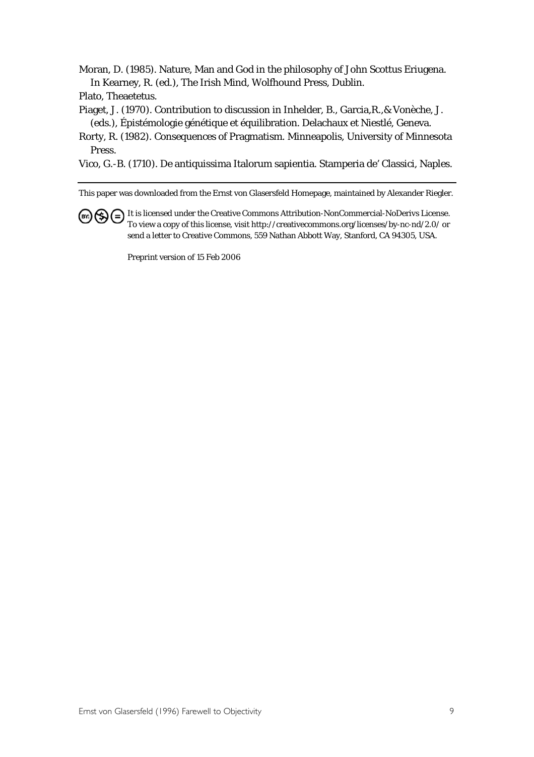Moran, D. (1985). Nature, Man and God in the philosophy of John Scottus Eriugena. In Kearney, R. (ed.), The Irish Mind, Wolfhound Press, Dublin.

Plato, Theaetetus.

Piaget, J. (1970). Contribution to discussion in Inhelder, B., Garcia,R.,& Vonèche, J. (eds.), Épistémologie génétique et équilibration. Delachaux et Niestlé, Geneva.

Rorty, R. (1982). Consequences of Pragmatism. Minneapolis, University of Minnesota Press.

Vico, G.-B. (1710). De antiquissima Italorum sapientia. Stamperia de' Classici, Naples.

---

This paper was downloaded from the Ernst von Glasersfeld Homepage, maintained by Alexander Riegler.

It is licensed under the Creative Commons Attribution-NonCommercial-NoDerivs License. To view a copy of this license, visit http://creativecommons.org/licenses/by-nc-nd/2.0/ or send a letter to Creative Commons, 559 Nathan Abbott Way, Stanford, CA 94305, USA.

Preprint version of 15 Feb 2006